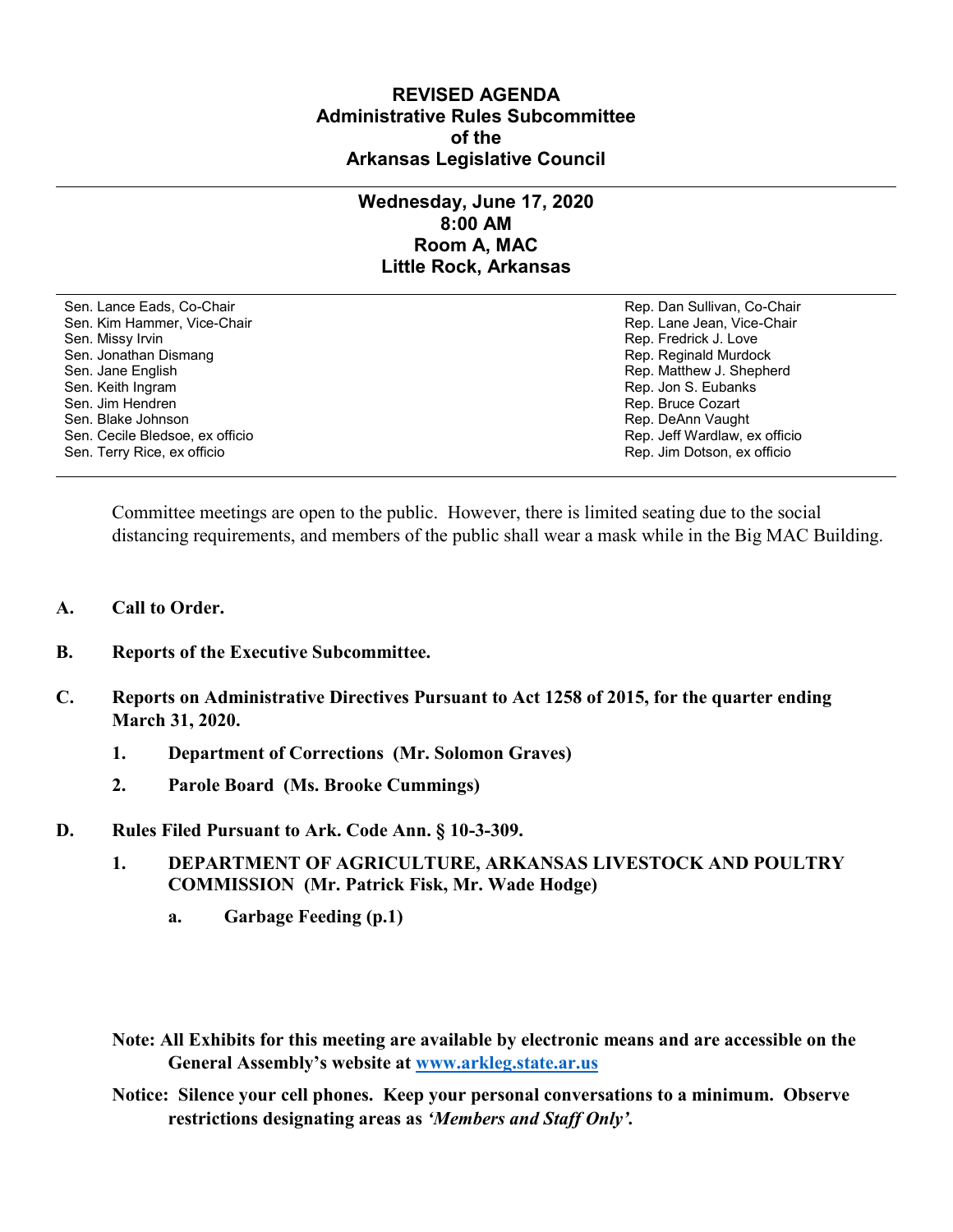# REVISED AGENDA
## Administrative Rules Subcommittee
## of the
## Arkansas Legislative Council

---

### Wednesday, June 17, 2020
### 8:00 AM
### Room A, MAC
### Little Rock, Arkansas

---

| | |
|---|---|
| Sen. Lance Eads, Co-Chair | Rep. Dan Sullivan, Co-Chair |
| Sen. Kim Hammer, Vice-Chair | Rep. Lane Jean, Vice-Chair |
| Sen. Missy Irvin | Rep. Fredrick J. Love |
| Sen. Jonathan Dismang | Rep. Reginald Murdock |
| Sen. Jane English | Rep. Matthew J. Shepherd |
| Sen. Keith Ingram | Rep. Jon S. Eubanks |
| Sen. Jim Hendren | Rep. Bruce Cozart |
| Sen. Blake Johnson | Rep. DeAnn Vaught |
| Sen. Cecile Bledsoe, ex officio | Rep. Jeff Wardlaw, ex officio |
| Sen. Terry Rice, ex officio | Rep. Jim Dotson, ex officio |

---

Committee meetings are open to the public. However, there is limited seating due to the social distancing requirements, and members of the public shall wear a mask while in the Big MAC Building.

**A. Call to Order.**

**B. Reports of the Executive Subcommittee.**

**C. Reports on Administrative Directives Pursuant to Act 1258 of 2015, for the quarter ending March 31, 2020.**

1. **Department of Corrections (Mr. Solomon Graves)**
2. **Parole Board (Ms. Brooke Cummings)**

**D. Rules Filed Pursuant to Ark. Code Ann. § 10-3-309.**

1. **DEPARTMENT OF AGRICULTURE, ARKANSAS LIVESTOCK AND POULTRY COMMISSION (Mr. Patrick Fisk, Mr. Wade Hodge)**
   - a. **Garbage Feeding (p.1)**

**Note: All Exhibits for this meeting are available by electronic means and are accessible on the General Assembly's website at [www.arkleg.state.ar.us](http://www.arkleg.state.ar.us)**

**Notice: Silence your cell phones. Keep your personal conversations to a minimum. Observe restrictions designating areas as *'Members and Staff Only'*.**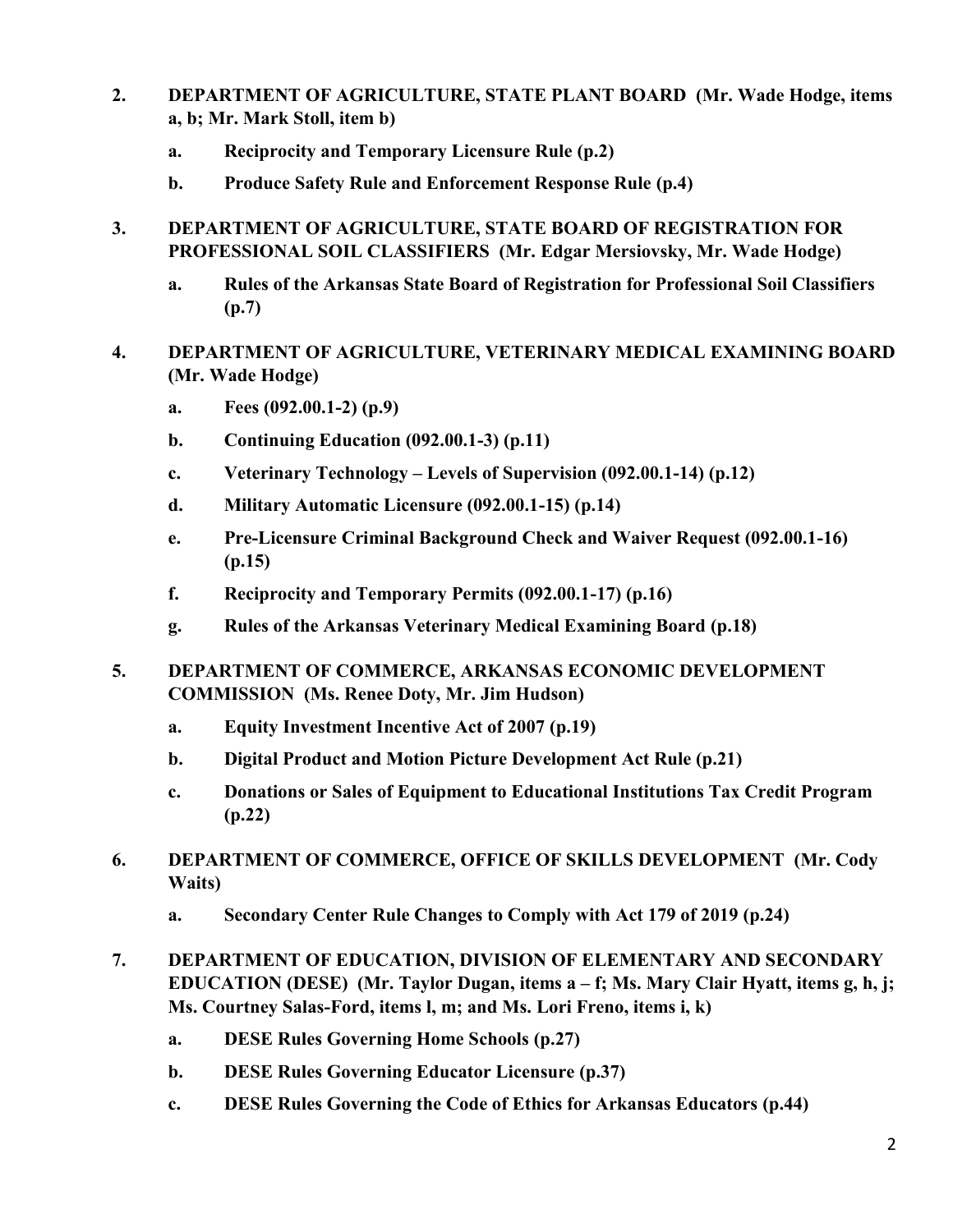2. **DEPARTMENT OF AGRICULTURE, STATE PLANT BOARD (Mr. Wade Hodge, items a, b; Mr. Mark Stoll, item b)**

   a. **Reciprocity and Temporary Licensure Rule (p.2)**

   b. **Produce Safety Rule and Enforcement Response Rule (p.4)**

3. **DEPARTMENT OF AGRICULTURE, STATE BOARD OF REGISTRATION FOR PROFESSIONAL SOIL CLASSIFIERS (Mr. Edgar Mersiovsky, Mr. Wade Hodge)**

   a. **Rules of the Arkansas State Board of Registration for Professional Soil Classifiers (p.7)**

4. **DEPARTMENT OF AGRICULTURE, VETERINARY MEDICAL EXAMINING BOARD (Mr. Wade Hodge)**

   a. **Fees (092.00.1-2) (p.9)**

   b. **Continuing Education (092.00.1-3) (p.11)**

   c. **Veterinary Technology – Levels of Supervision (092.00.1-14) (p.12)**

   d. **Military Automatic Licensure (092.00.1-15) (p.14)**

   e. **Pre-Licensure Criminal Background Check and Waiver Request (092.00.1-16) (p.15)**

   f. **Reciprocity and Temporary Permits (092.00.1-17) (p.16)**

   g. **Rules of the Arkansas Veterinary Medical Examining Board (p.18)**

5. **DEPARTMENT OF COMMERCE, ARKANSAS ECONOMIC DEVELOPMENT COMMISSION (Ms. Renee Doty, Mr. Jim Hudson)**

   a. **Equity Investment Incentive Act of 2007 (p.19)**

   b. **Digital Product and Motion Picture Development Act Rule (p.21)**

   c. **Donations or Sales of Equipment to Educational Institutions Tax Credit Program (p.22)**

6. **DEPARTMENT OF COMMERCE, OFFICE OF SKILLS DEVELOPMENT (Mr. Cody Waits)**

   a. **Secondary Center Rule Changes to Comply with Act 179 of 2019 (p.24)**

7. **DEPARTMENT OF EDUCATION, DIVISION OF ELEMENTARY AND SECONDARY EDUCATION (DESE) (Mr. Taylor Dugan, items a – f; Ms. Mary Clair Hyatt, items g, h, j; Ms. Courtney Salas-Ford, items l, m; and Ms. Lori Freno, items i, k)**

   a. **DESE Rules Governing Home Schools (p.27)**

   b. **DESE Rules Governing Educator Licensure (p.37)**

   c. **DESE Rules Governing the Code of Ethics for Arkansas Educators (p.44)**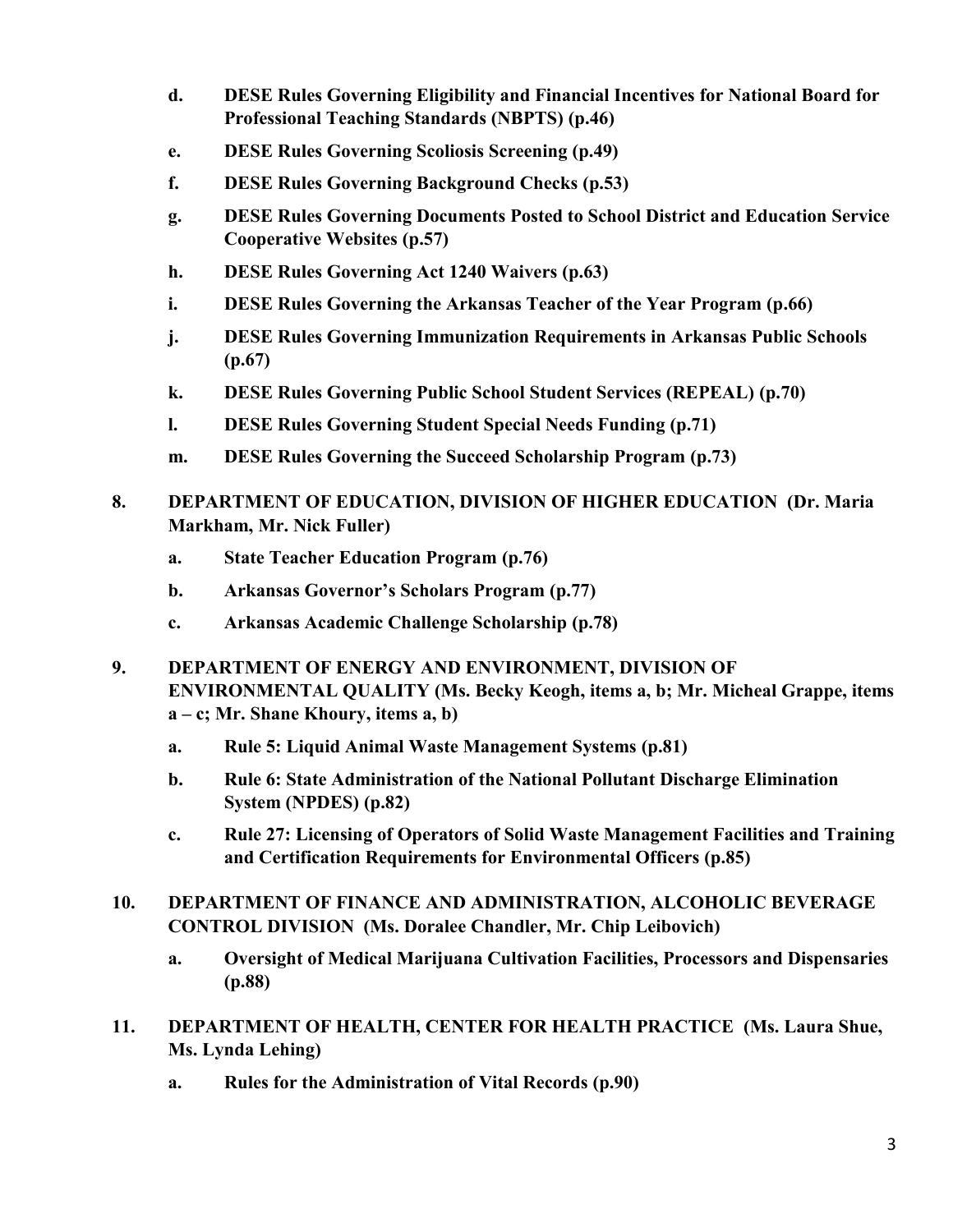- **d.** **DESE Rules Governing Eligibility and Financial Incentives for National Board for Professional Teaching Standards (NBPTS) (p.46)**
- **e.** **DESE Rules Governing Scoliosis Screening (p.49)**
- **f.** **DESE Rules Governing Background Checks (p.53)**
- **g.** **DESE Rules Governing Documents Posted to School District and Education Service Cooperative Websites (p.57)**
- **h.** **DESE Rules Governing Act 1240 Waivers (p.63)**
- **i.** **DESE Rules Governing the Arkansas Teacher of the Year Program (p.66)**
- **j.** **DESE Rules Governing Immunization Requirements in Arkansas Public Schools (p.67)**
- **k.** **DESE Rules Governing Public School Student Services (REPEAL) (p.70)**
- **l.** **DESE Rules Governing Student Special Needs Funding (p.71)**
- **m.** **DESE Rules Governing the Succeed Scholarship Program (p.73)**

**8. DEPARTMENT OF EDUCATION, DIVISION OF HIGHER EDUCATION (Dr. Maria Markham, Mr. Nick Fuller)**

- **a.** **State Teacher Education Program (p.76)**
- **b.** **Arkansas Governor's Scholars Program (p.77)**
- **c.** **Arkansas Academic Challenge Scholarship (p.78)**

**9. DEPARTMENT OF ENERGY AND ENVIRONMENT, DIVISION OF ENVIRONMENTAL QUALITY (Ms. Becky Keogh, items a, b; Mr. Micheal Grappe, items a – c; Mr. Shane Khoury, items a, b)**

- **a.** **Rule 5: Liquid Animal Waste Management Systems (p.81)**
- **b.** **Rule 6: State Administration of the National Pollutant Discharge Elimination System (NPDES) (p.82)**
- **c.** **Rule 27: Licensing of Operators of Solid Waste Management Facilities and Training and Certification Requirements for Environmental Officers (p.85)**

**10. DEPARTMENT OF FINANCE AND ADMINISTRATION, ALCOHOLIC BEVERAGE CONTROL DIVISION (Ms. Doralee Chandler, Mr. Chip Leibovich)**

- **a.** **Oversight of Medical Marijuana Cultivation Facilities, Processors and Dispensaries (p.88)**

**11. DEPARTMENT OF HEALTH, CENTER FOR HEALTH PRACTICE (Ms. Laura Shue, Ms. Lynda Lehing)**

- **a.** **Rules for the Administration of Vital Records (p.90)**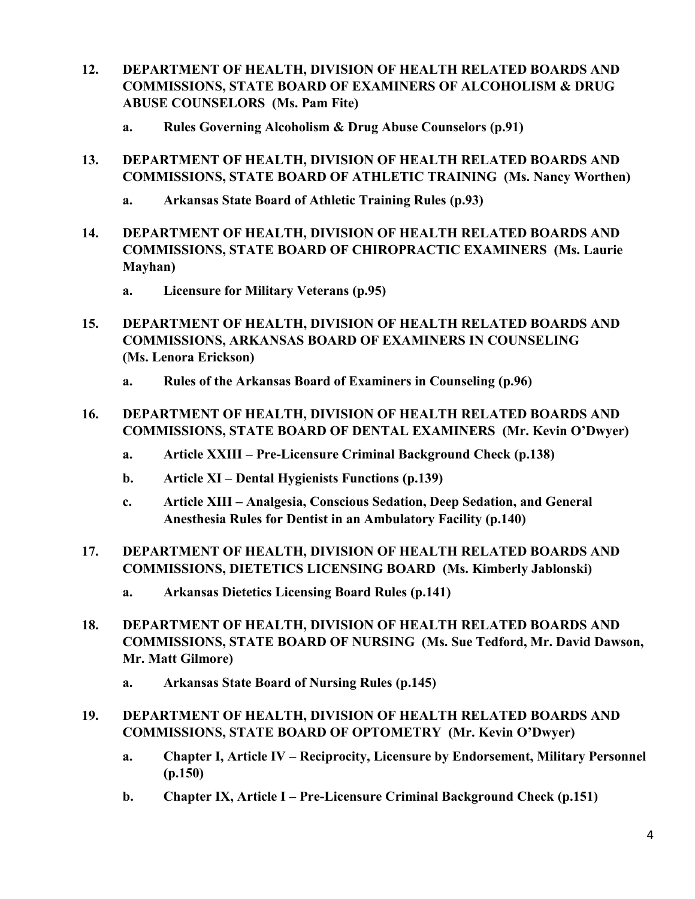**12. DEPARTMENT OF HEALTH, DIVISION OF HEALTH RELATED BOARDS AND COMMISSIONS, STATE BOARD OF EXAMINERS OF ALCOHOLISM & DRUG ABUSE COUNSELORS (Ms. Pam Fite)**

   **a. Rules Governing Alcoholism & Drug Abuse Counselors (p.91)**

**13. DEPARTMENT OF HEALTH, DIVISION OF HEALTH RELATED BOARDS AND COMMISSIONS, STATE BOARD OF ATHLETIC TRAINING (Ms. Nancy Worthen)**

   **a. Arkansas State Board of Athletic Training Rules (p.93)**

**14. DEPARTMENT OF HEALTH, DIVISION OF HEALTH RELATED BOARDS AND COMMISSIONS, STATE BOARD OF CHIROPRACTIC EXAMINERS (Ms. Laurie Mayhan)**

   **a. Licensure for Military Veterans (p.95)**

**15. DEPARTMENT OF HEALTH, DIVISION OF HEALTH RELATED BOARDS AND COMMISSIONS, ARKANSAS BOARD OF EXAMINERS IN COUNSELING (Ms. Lenora Erickson)**

   **a. Rules of the Arkansas Board of Examiners in Counseling (p.96)**

**16. DEPARTMENT OF HEALTH, DIVISION OF HEALTH RELATED BOARDS AND COMMISSIONS, STATE BOARD OF DENTAL EXAMINERS (Mr. Kevin O'Dwyer)**

   **a. Article XXIII – Pre-Licensure Criminal Background Check (p.138)**

   **b. Article XI – Dental Hygienists Functions (p.139)**

   **c. Article XIII – Analgesia, Conscious Sedation, Deep Sedation, and General Anesthesia Rules for Dentist in an Ambulatory Facility (p.140)**

**17. DEPARTMENT OF HEALTH, DIVISION OF HEALTH RELATED BOARDS AND COMMISSIONS, DIETETICS LICENSING BOARD (Ms. Kimberly Jablonski)**

   **a. Arkansas Dietetics Licensing Board Rules (p.141)**

**18. DEPARTMENT OF HEALTH, DIVISION OF HEALTH RELATED BOARDS AND COMMISSIONS, STATE BOARD OF NURSING (Ms. Sue Tedford, Mr. David Dawson, Mr. Matt Gilmore)**

   **a. Arkansas State Board of Nursing Rules (p.145)**

**19. DEPARTMENT OF HEALTH, DIVISION OF HEALTH RELATED BOARDS AND COMMISSIONS, STATE BOARD OF OPTOMETRY (Mr. Kevin O'Dwyer)**

   **a. Chapter I, Article IV – Reciprocity, Licensure by Endorsement, Military Personnel (p.150)**

   **b. Chapter IX, Article I – Pre-Licensure Criminal Background Check (p.151)**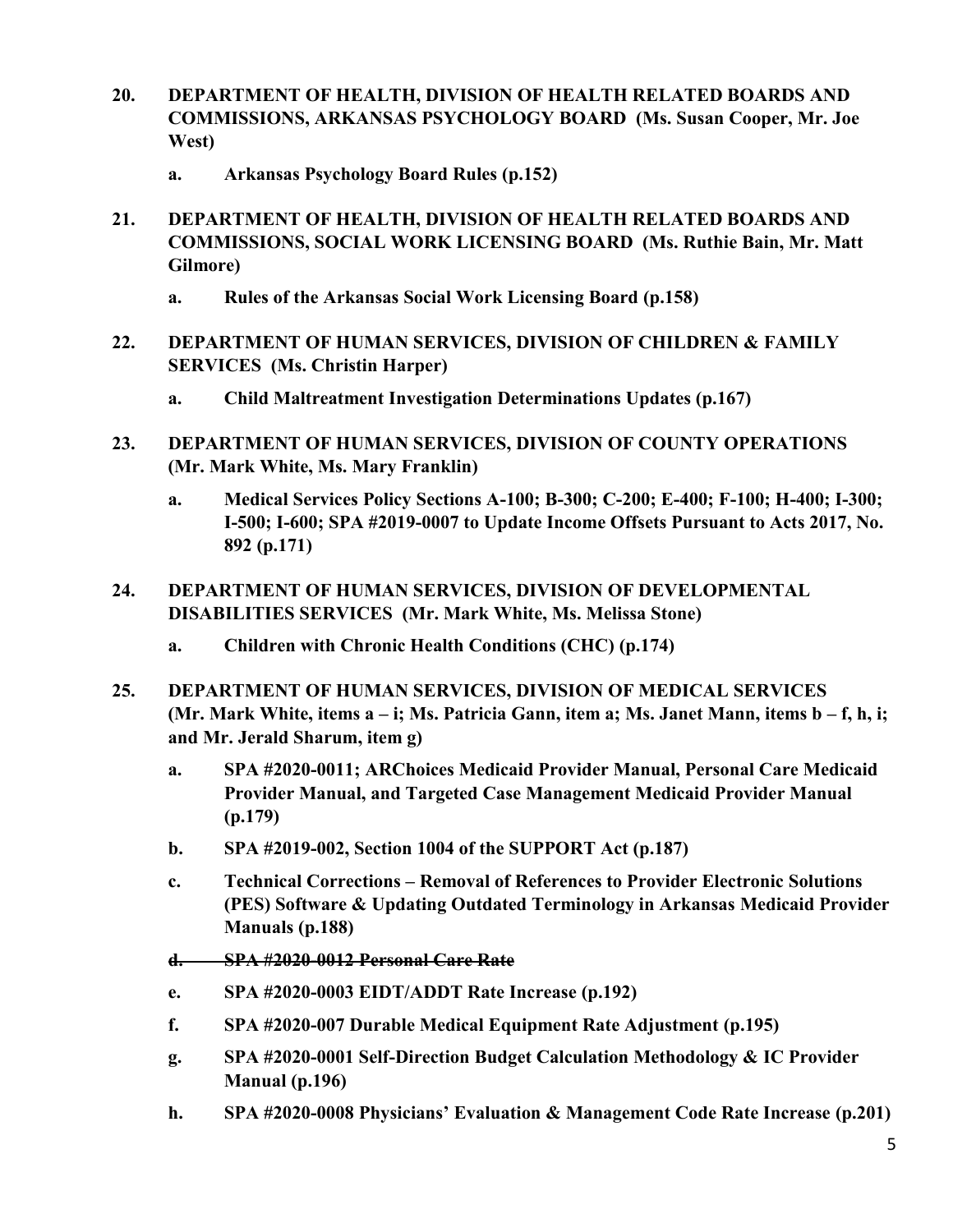**20. DEPARTMENT OF HEALTH, DIVISION OF HEALTH RELATED BOARDS AND COMMISSIONS, ARKANSAS PSYCHOLOGY BOARD (Ms. Susan Cooper, Mr. Joe West)**

- **a. Arkansas Psychology Board Rules (p.152)**

**21. DEPARTMENT OF HEALTH, DIVISION OF HEALTH RELATED BOARDS AND COMMISSIONS, SOCIAL WORK LICENSING BOARD (Ms. Ruthie Bain, Mr. Matt Gilmore)**

- **a. Rules of the Arkansas Social Work Licensing Board (p.158)**

**22. DEPARTMENT OF HUMAN SERVICES, DIVISION OF CHILDREN & FAMILY SERVICES (Ms. Christin Harper)**

- **a. Child Maltreatment Investigation Determinations Updates (p.167)**

**23. DEPARTMENT OF HUMAN SERVICES, DIVISION OF COUNTY OPERATIONS (Mr. Mark White, Ms. Mary Franklin)**

- **a. Medical Services Policy Sections A-100; B-300; C-200; E-400; F-100; H-400; I-300; I-500; I-600; SPA #2019-0007 to Update Income Offsets Pursuant to Acts 2017, No. 892 (p.171)**

**24. DEPARTMENT OF HUMAN SERVICES, DIVISION OF DEVELOPMENTAL DISABILITIES SERVICES (Mr. Mark White, Ms. Melissa Stone)**

- **a. Children with Chronic Health Conditions (CHC) (p.174)**

**25. DEPARTMENT OF HUMAN SERVICES, DIVISION OF MEDICAL SERVICES (Mr. Mark White, items a – i; Ms. Patricia Gann, item a; Ms. Janet Mann, items b – f, h, i; and Mr. Jerald Sharum, item g)**

- **a. SPA #2020-0011; ARChoices Medicaid Provider Manual, Personal Care Medicaid Provider Manual, and Targeted Case Management Medicaid Provider Manual (p.179)**
- **b. SPA #2019-002, Section 1004 of the SUPPORT Act (p.187)**
- **c. Technical Corrections – Removal of References to Provider Electronic Solutions (PES) Software & Updating Outdated Terminology in Arkansas Medicaid Provider Manuals (p.188)**
- ~~**d. SPA #2020-0012 Personal Care Rate**~~
- **e. SPA #2020-0003 EIDT/ADDT Rate Increase (p.192)**
- **f. SPA #2020-007 Durable Medical Equipment Rate Adjustment (p.195)**
- **g. SPA #2020-0001 Self-Direction Budget Calculation Methodology & IC Provider Manual (p.196)**
- **h. SPA #2020-0008 Physicians' Evaluation & Management Code Rate Increase (p.201)**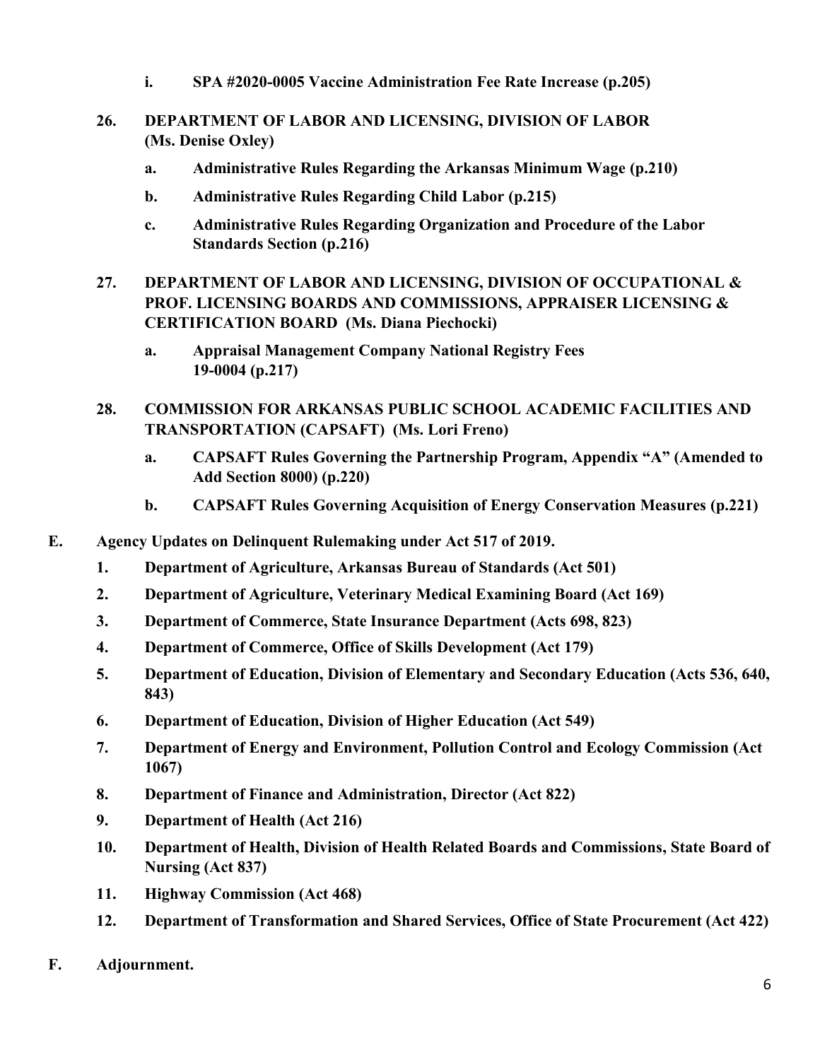- **i. SPA #2020-0005 Vaccine Administration Fee Rate Increase (p.205)**

**26. DEPARTMENT OF LABOR AND LICENSING, DIVISION OF LABOR (Ms. Denise Oxley)**

- **a. Administrative Rules Regarding the Arkansas Minimum Wage (p.210)**
- **b. Administrative Rules Regarding Child Labor (p.215)**
- **c. Administrative Rules Regarding Organization and Procedure of the Labor Standards Section (p.216)**

**27. DEPARTMENT OF LABOR AND LICENSING, DIVISION OF OCCUPATIONAL & PROF. LICENSING BOARDS AND COMMISSIONS, APPRAISER LICENSING & CERTIFICATION BOARD (Ms. Diana Piechocki)**

- **a. Appraisal Management Company National Registry Fees 19-0004 (p.217)**

**28. COMMISSION FOR ARKANSAS PUBLIC SCHOOL ACADEMIC FACILITIES AND TRANSPORTATION (CAPSAFT) (Ms. Lori Freno)**

- **a. CAPSAFT Rules Governing the Partnership Program, Appendix "A" (Amended to Add Section 8000) (p.220)**
- **b. CAPSAFT Rules Governing Acquisition of Energy Conservation Measures (p.221)**

**E. Agency Updates on Delinquent Rulemaking under Act 517 of 2019.**

1. **Department of Agriculture, Arkansas Bureau of Standards (Act 501)**
2. **Department of Agriculture, Veterinary Medical Examining Board (Act 169)**
3. **Department of Commerce, State Insurance Department (Acts 698, 823)**
4. **Department of Commerce, Office of Skills Development (Act 179)**
5. **Department of Education, Division of Elementary and Secondary Education (Acts 536, 640, 843)**
6. **Department of Education, Division of Higher Education (Act 549)**
7. **Department of Energy and Environment, Pollution Control and Ecology Commission (Act 1067)**
8. **Department of Finance and Administration, Director (Act 822)**
9. **Department of Health (Act 216)**
10. **Department of Health, Division of Health Related Boards and Commissions, State Board of Nursing (Act 837)**
11. **Highway Commission (Act 468)**
12. **Department of Transformation and Shared Services, Office of State Procurement (Act 422)**

**F. Adjournment.**